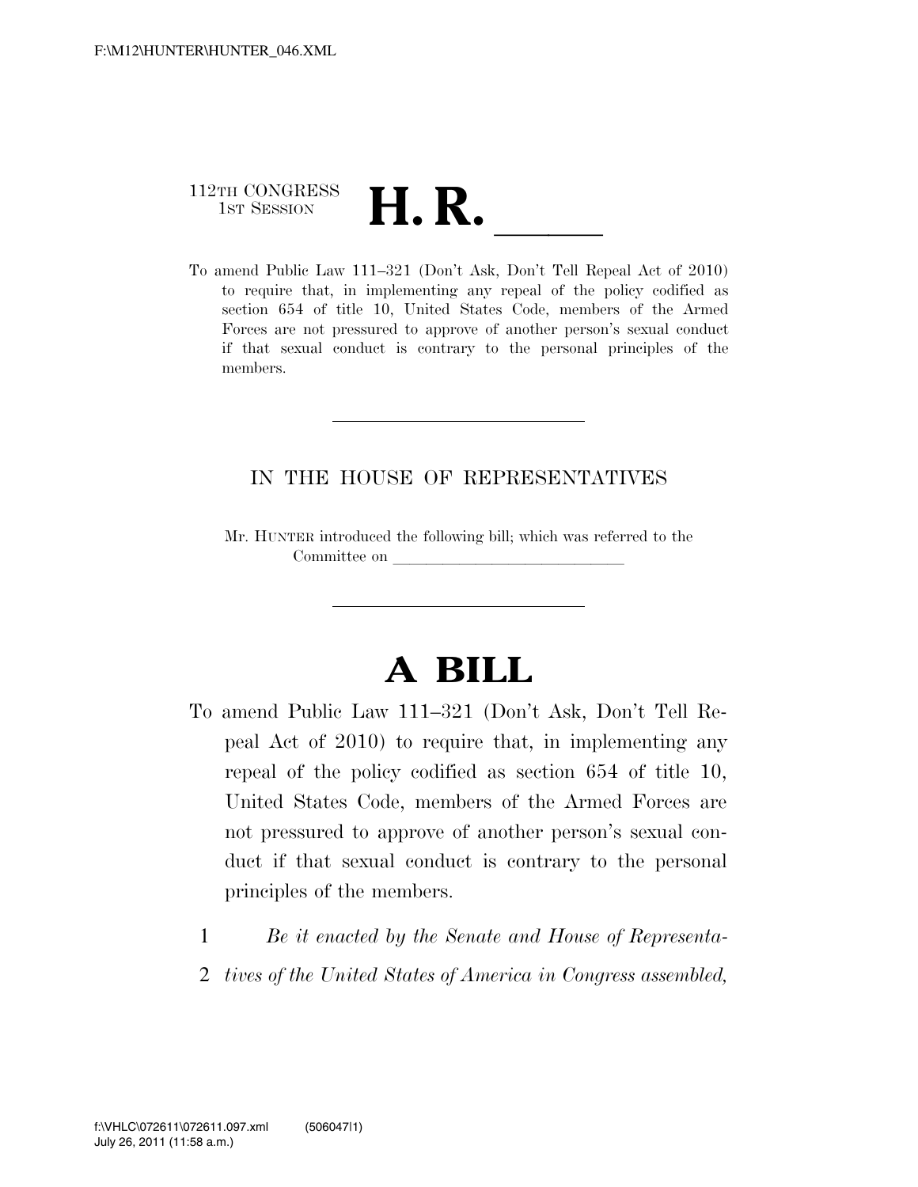112TH CONGRESS
1ST SESSION

# H. R. \_\_\_\_\_\_

To amend Public Law 111–321 (Don't Ask, Don't Tell Repeal Act of 2010) to require that, in implementing any repeal of the policy codified as section 654 of title 10, United States Code, members of the Armed Forces are not pressured to approve of another person's sexual conduct if that sexual conduct is contrary to the personal principles of the members.

---

IN THE HOUSE OF REPRESENTATIVES

Mr. HUNTER introduced the following bill; which was referred to the Committee on \_\_\_\_\_\_\_\_\_\_\_\_\_\_\_\_\_\_\_\_\_\_\_\_\_\_\_\_\_\_

---

# A BILL

To amend Public Law 111–321 (Don't Ask, Don't Tell Repeal Act of 2010) to require that, in implementing any repeal of the policy codified as section 654 of title 10, United States Code, members of the Armed Forces are not pressured to approve of another person's sexual conduct if that sexual conduct is contrary to the personal principles of the members.

1 *Be it enacted by the Senate and House of Representa-*
2 *tives of the United States of America in Congress assembled,*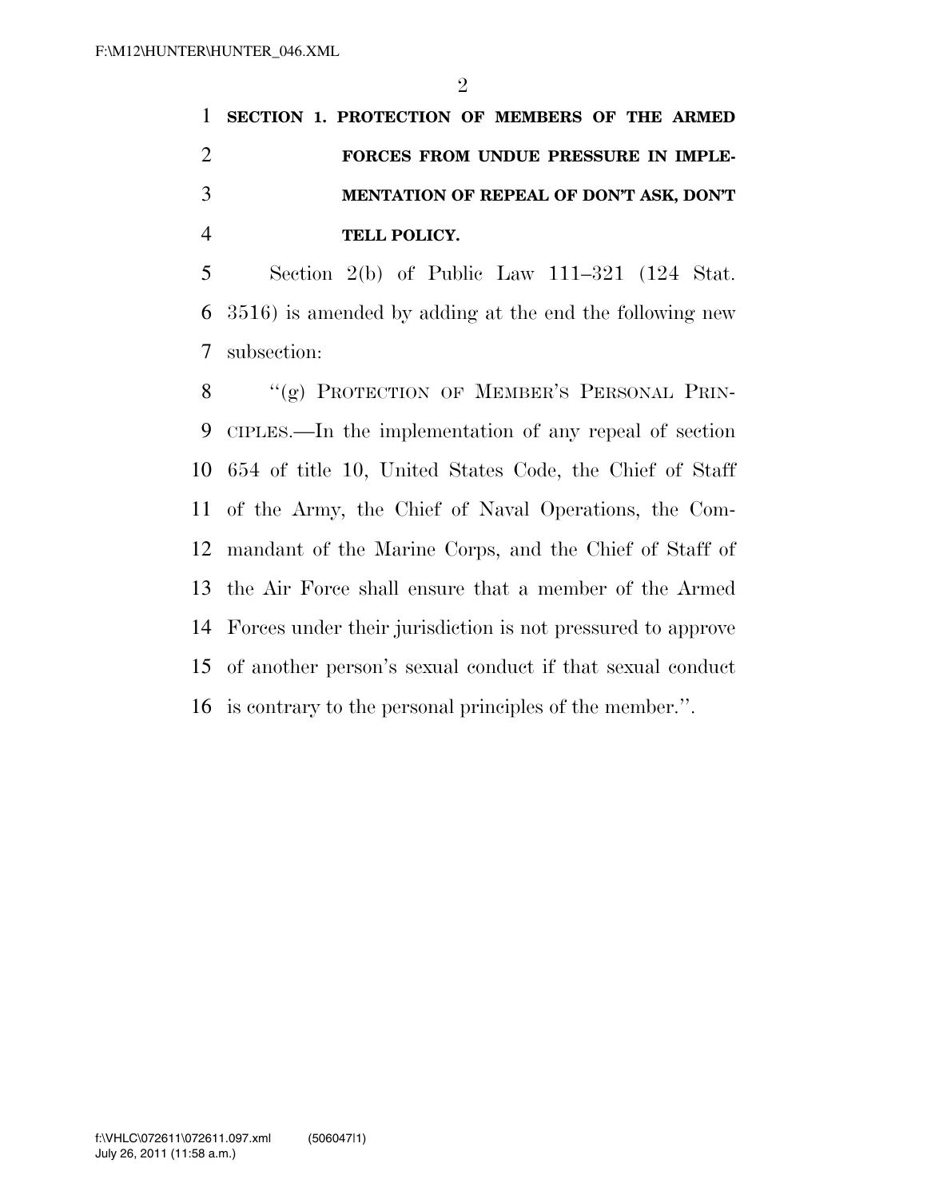**SECTION 1. PROTECTION OF MEMBERS OF THE ARMED FORCES FROM UNDUE PRESSURE IN IMPLEMENTATION OF REPEAL OF DON'T ASK, DON'T TELL POLICY.**

Section 2(b) of Public Law 111–321 (124 Stat. 3516) is amended by adding at the end the following new subsection:

"(g) PROTECTION OF MEMBER'S PERSONAL PRINCIPLES.—In the implementation of any repeal of section 654 of title 10, United States Code, the Chief of Staff of the Army, the Chief of Naval Operations, the Commandant of the Marine Corps, and the Chief of Staff of the Air Force shall ensure that a member of the Armed Forces under their jurisdiction is not pressured to approve of another person's sexual conduct if that sexual conduct is contrary to the personal principles of the member.".